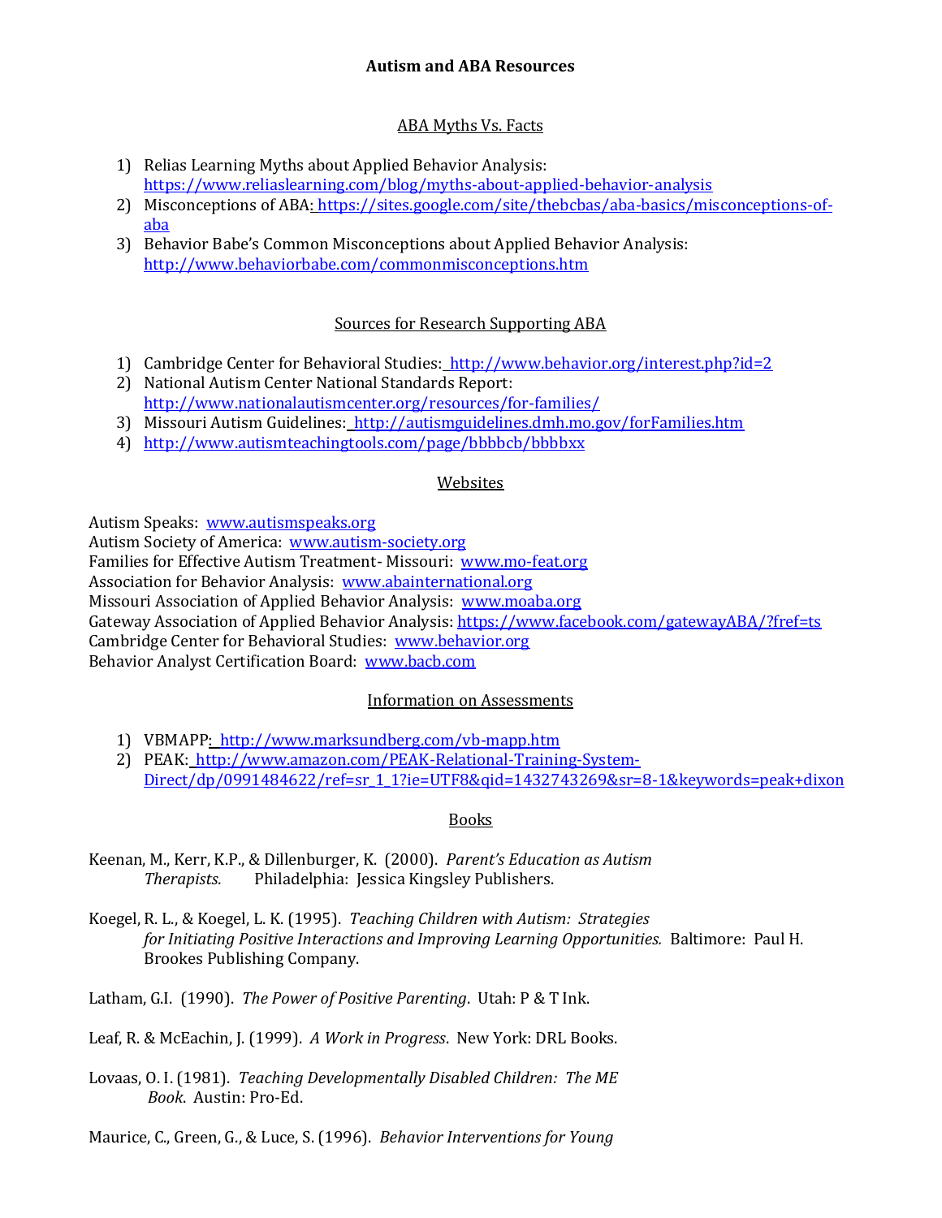# Autism and ABA Resources

## ABA Myths Vs. Facts

1) Relias Learning Myths about Applied Behavior Analysis: https://www.reliaslearning.com/blog/myths-about-applied-behavior-analysis
2) Misconceptions of ABA: https://sites.google.com/site/thebcbas/aba-basics/misconceptions-of-aba
3) Behavior Babe's Common Misconceptions about Applied Behavior Analysis: http://www.behaviorbabe.com/commonmisconceptions.htm

## Sources for Research Supporting ABA

1) Cambridge Center for Behavioral Studies: http://www.behavior.org/interest.php?id=2
2) National Autism Center National Standards Report: http://www.nationalautismcenter.org/resources/for-families/
3) Missouri Autism Guidelines: http://autismguidelines.dmh.mo.gov/forFamilies.htm
4) http://www.autismteachingtools.com/page/bbbbcb/bbbbxx

## Websites

Autism Speaks: www.autismspeaks.org
Autism Society of America: www.autism-society.org
Families for Effective Autism Treatment- Missouri: www.mo-feat.org
Association for Behavior Analysis: www.abainternational.org
Missouri Association of Applied Behavior Analysis: www.moaba.org
Gateway Association of Applied Behavior Analysis: https://www.facebook.com/gatewayABA/?fref=ts
Cambridge Center for Behavioral Studies: www.behavior.org
Behavior Analyst Certification Board: www.bacb.com

## Information on Assessments

1) VBMAPP: http://www.marksundberg.com/vb-mapp.htm
2) PEAK: http://www.amazon.com/PEAK-Relational-Training-System-Direct/dp/0991484622/ref=sr_1_1?ie=UTF8&qid=1432743269&sr=8-1&keywords=peak+dixon

## Books

Keenan, M., Kerr, K.P., & Dillenburger, K. (2000). *Parent's Education as Autism Therapists.* Philadelphia: Jessica Kingsley Publishers.

Koegel, R. L., & Koegel, L. K. (1995). *Teaching Children with Autism: Strategies for Initiating Positive Interactions and Improving Learning Opportunities.* Baltimore: Paul H. Brookes Publishing Company.

Latham, G.I. (1990). *The Power of Positive Parenting*. Utah: P & T Ink.

Leaf, R. & McEachin, J. (1999). *A Work in Progress*. New York: DRL Books.

Lovaas, O. I. (1981). *Teaching Developmentally Disabled Children: The ME Book*. Austin: Pro-Ed.

Maurice, C., Green, G., & Luce, S. (1996). *Behavior Interventions for Young*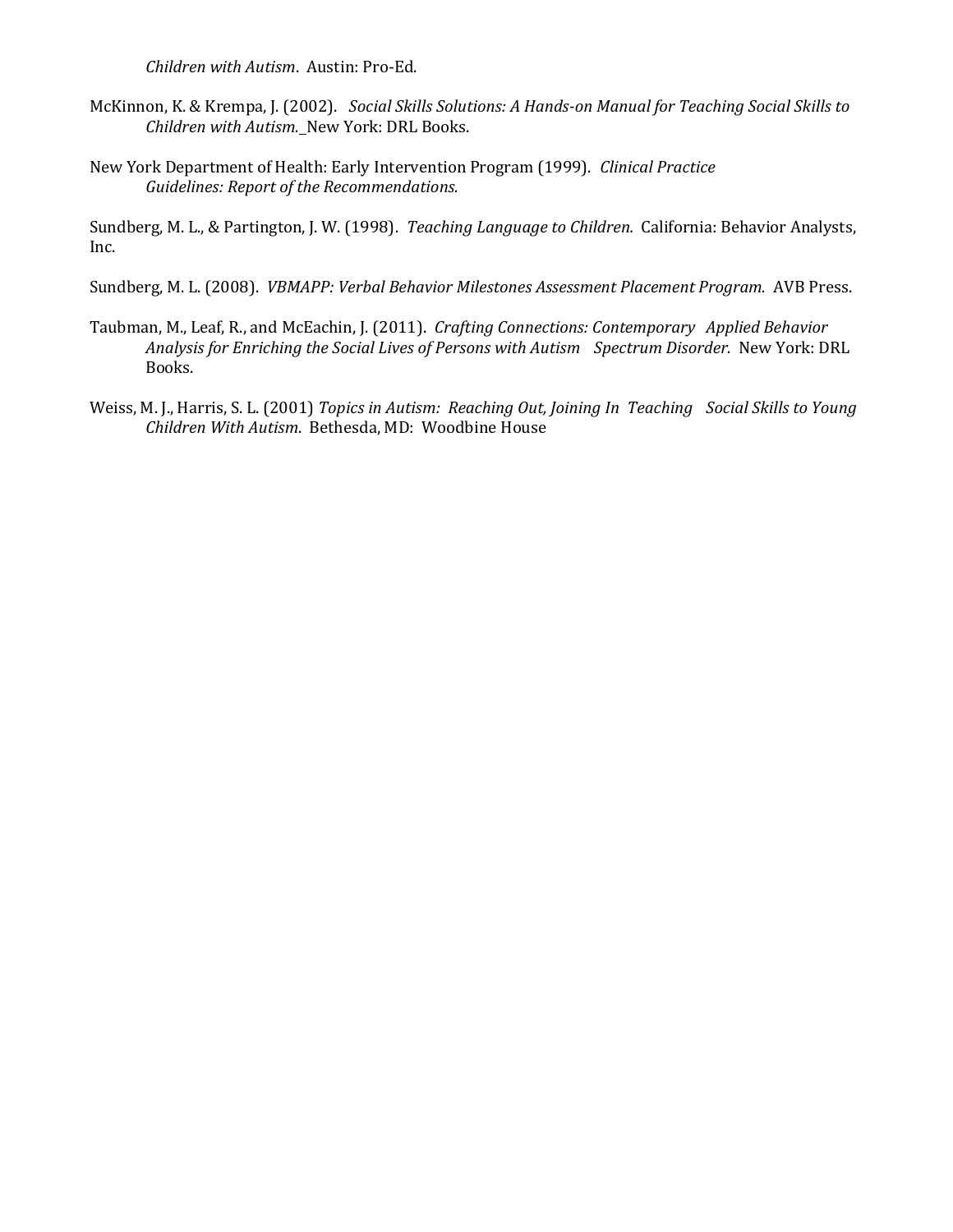*Children with Autism*. Austin: Pro-Ed.

McKinnon, K. & Krempa, J. (2002). *Social Skills Solutions: A Hands-on Manual for Teaching Social Skills to Children with Autism.* New York: DRL Books.

New York Department of Health: Early Intervention Program (1999). *Clinical Practice Guidelines: Report of the Recommendations.*

Sundberg, M. L., & Partington, J. W. (1998). *Teaching Language to Children.* California: Behavior Analysts, Inc.

Sundberg, M. L. (2008). *VBMAPP: Verbal Behavior Milestones Assessment Placement Program.* AVB Press.

Taubman, M., Leaf, R., and McEachin, J. (2011). *Crafting Connections: Contemporary Applied Behavior Analysis for Enriching the Social Lives of Persons with Autism Spectrum Disorder.* New York: DRL Books.

Weiss, M. J., Harris, S. L. (2001) *Topics in Autism: Reaching Out, Joining In Teaching Social Skills to Young Children With Autism*. Bethesda, MD: Woodbine House